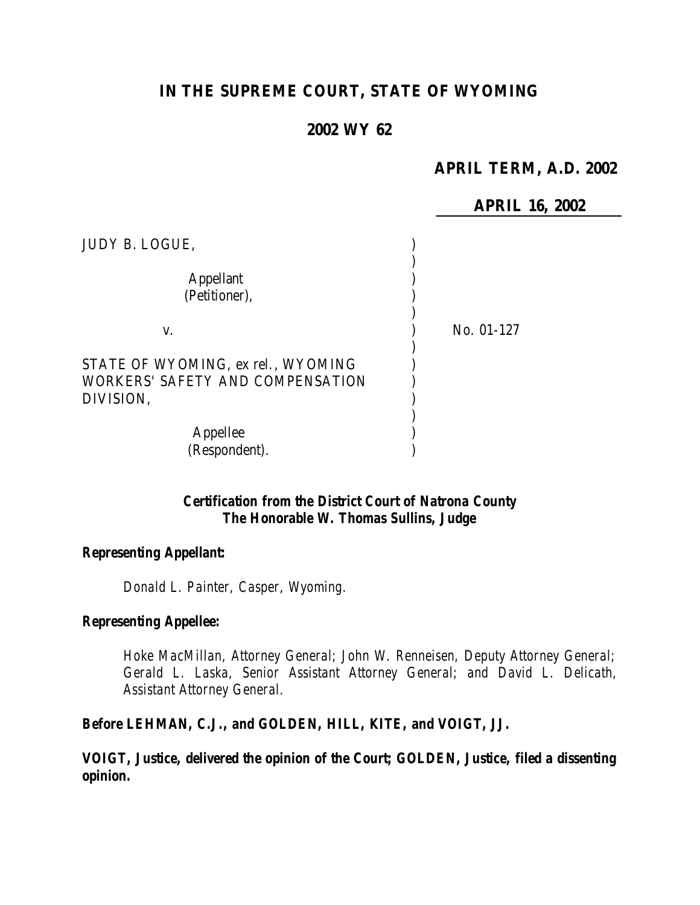# IN THE SUPREME COURT, STATE OF WYOMING

## 2002 WY 62

**APRIL TERM, A.D. 2002**

**APRIL 16, 2002**

JUDY B. LOGUE,

Appellant
(Petitioner),

v. No. 01-127

STATE OF WYOMING, ex rel., WYOMING WORKERS' SAFETY AND COMPENSATION DIVISION,

Appellee
(Respondent).

**Certification from the District Court of Natrona County**
**The Honorable W. Thomas Sullins, Judge**

**Representing Appellant:**

Donald L. Painter, Casper, Wyoming.

**Representing Appellee:**

Hoke MacMillan, Attorney General; John W. Renneisen, Deputy Attorney General; Gerald L. Laska, Senior Assistant Attorney General; and David L. Delicath, Assistant Attorney General.

**Before LEHMAN, C.J., and GOLDEN, HILL, KITE, and VOIGT, JJ.**

**VOIGT, Justice, delivered the opinion of the Court; GOLDEN, Justice, filed a dissenting opinion.**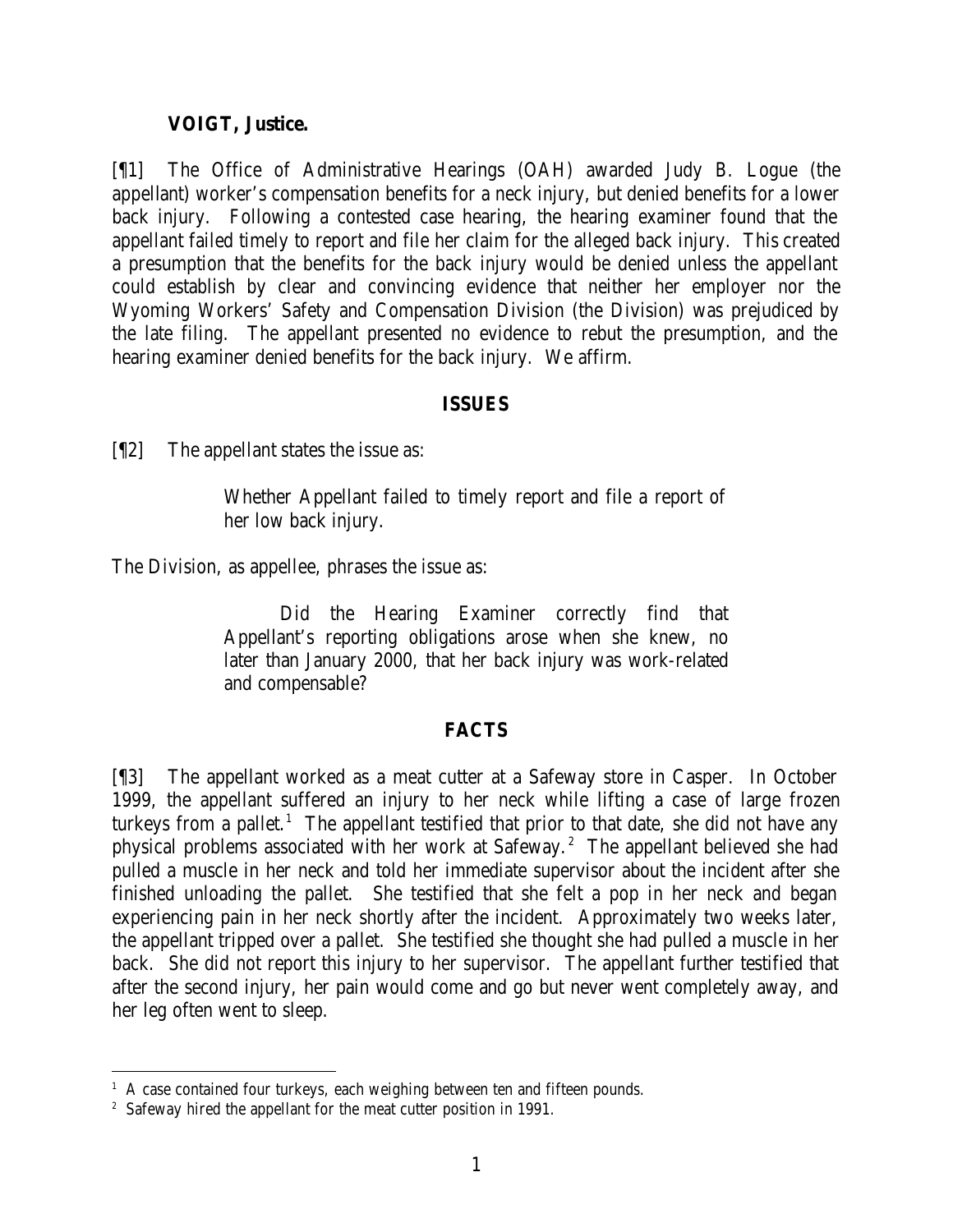**VOIGT, Justice.**

[¶1] The Office of Administrative Hearings (OAH) awarded Judy B. Logue (the appellant) worker's compensation benefits for a neck injury, but denied benefits for a lower back injury. Following a contested case hearing, the hearing examiner found that the appellant failed timely to report and file her claim for the alleged back injury. This created a presumption that the benefits for the back injury would be denied unless the appellant could establish by clear and convincing evidence that neither her employer nor the Wyoming Workers' Safety and Compensation Division (the Division) was prejudiced by the late filing. The appellant presented no evidence to rebut the presumption, and the hearing examiner denied benefits for the back injury. We affirm.

## ISSUES

[¶2] The appellant states the issue as:

> Whether Appellant failed to timely report and file a report of her low back injury.

The Division, as appellee, phrases the issue as:

> Did the Hearing Examiner correctly find that Appellant's reporting obligations arose when she knew, no later than January 2000, that her back injury was work-related and compensable?

## FACTS

[¶3] The appellant worked as a meat cutter at a Safeway store in Casper. In October 1999, the appellant suffered an injury to her neck while lifting a case of large frozen turkeys from a pallet.[1] The appellant testified that prior to that date, she did not have any physical problems associated with her work at Safeway.[2] The appellant believed she had pulled a muscle in her neck and told her immediate supervisor about the incident after she finished unloading the pallet. She testified that she felt a pop in her neck and began experiencing pain in her neck shortly after the incident. Approximately two weeks later, the appellant tripped over a pallet. She testified she thought she had pulled a muscle in her back. She did not report this injury to her supervisor. The appellant further testified that after the second injury, her pain would come and go but never went completely away, and her leg often went to sleep.

---

[1] A case contained four turkeys, each weighing between ten and fifteen pounds.

[2] Safeway hired the appellant for the meat cutter position in 1991.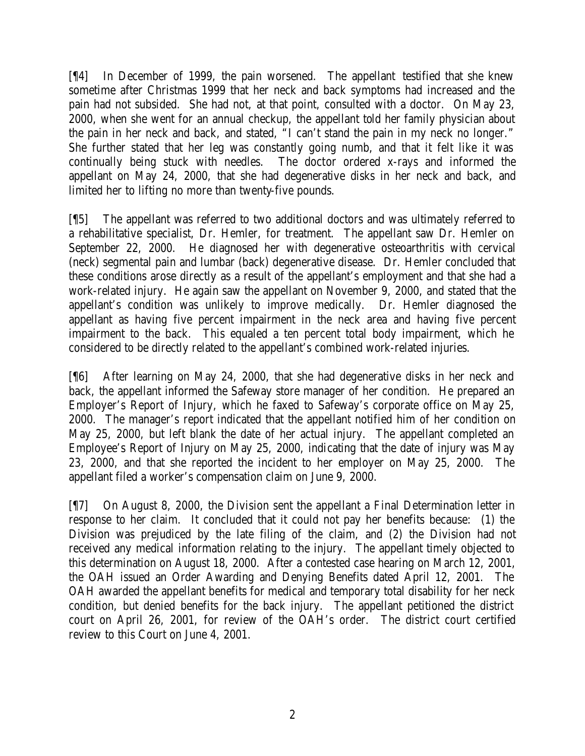[¶4] In December of 1999, the pain worsened. The appellant testified that she knew sometime after Christmas 1999 that her neck and back symptoms had increased and the pain had not subsided. She had not, at that point, consulted with a doctor. On May 23, 2000, when she went for an annual checkup, the appellant told her family physician about the pain in her neck and back, and stated, "I can't stand the pain in my neck no longer." She further stated that her leg was constantly going numb, and that it felt like it was continually being stuck with needles. The doctor ordered x-rays and informed the appellant on May 24, 2000, that she had degenerative disks in her neck and back, and limited her to lifting no more than twenty-five pounds.

[¶5] The appellant was referred to two additional doctors and was ultimately referred to a rehabilitative specialist, Dr. Hemler, for treatment. The appellant saw Dr. Hemler on September 22, 2000. He diagnosed her with degenerative osteoarthritis with cervical (neck) segmental pain and lumbar (back) degenerative disease. Dr. Hemler concluded that these conditions arose directly as a result of the appellant's employment and that she had a work-related injury. He again saw the appellant on November 9, 2000, and stated that the appellant's condition was unlikely to improve medically. Dr. Hemler diagnosed the appellant as having five percent impairment in the neck area and having five percent impairment to the back. This equaled a ten percent total body impairment, which he considered to be directly related to the appellant's combined work-related injuries.

[¶6] After learning on May 24, 2000, that she had degenerative disks in her neck and back, the appellant informed the Safeway store manager of her condition. He prepared an Employer's Report of Injury, which he faxed to Safeway's corporate office on May 25, 2000. The manager's report indicated that the appellant notified him of her condition on May 25, 2000, but left blank the date of her actual injury. The appellant completed an Employee's Report of Injury on May 25, 2000, indicating that the date of injury was May 23, 2000, and that she reported the incident to her employer on May 25, 2000. The appellant filed a worker's compensation claim on June 9, 2000.

[¶7] On August 8, 2000, the Division sent the appellant a Final Determination letter in response to her claim. It concluded that it could not pay her benefits because: (1) the Division was prejudiced by the late filing of the claim, and (2) the Division had not received any medical information relating to the injury. The appellant timely objected to this determination on August 18, 2000. After a contested case hearing on March 12, 2001, the OAH issued an Order Awarding and Denying Benefits dated April 12, 2001. The OAH awarded the appellant benefits for medical and temporary total disability for her neck condition, but denied benefits for the back injury. The appellant petitioned the district court on April 26, 2001, for review of the OAH's order. The district court certified review to this Court on June 4, 2001.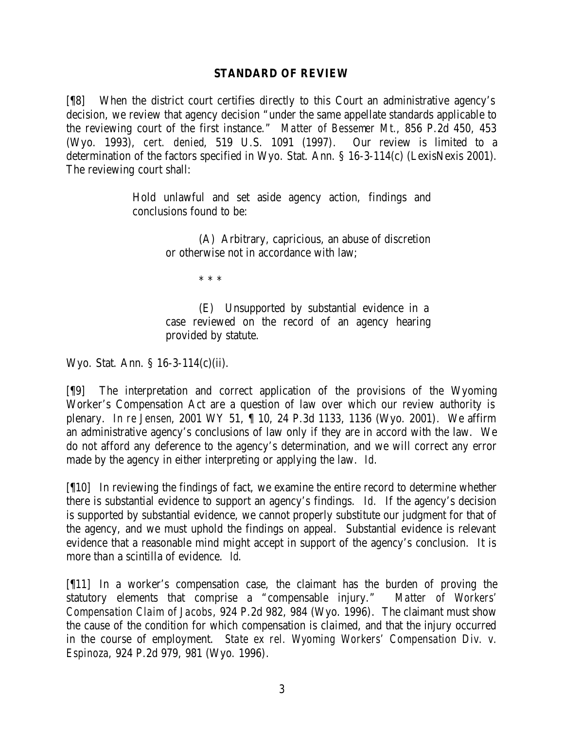## STANDARD OF REVIEW

[¶8] When the district court certifies directly to this Court an administrative agency's decision, we review that agency decision "under the same appellate standards applicable to the reviewing court of the first instance." *Matter of Bessemer Mt.*, 856 P.2d 450, 453 (Wyo. 1993), *cert. denied*, 519 U.S. 1091 (1997). Our review is limited to a determination of the factors specified in Wyo. Stat. Ann. § 16-3-114(c) (LexisNexis 2001). The reviewing court shall:

> Hold unlawful and set aside agency action, findings and conclusions found to be:
>
> (A) Arbitrary, capricious, an abuse of discretion or otherwise not in accordance with law;
>
> * * *
>
> (E) Unsupported by substantial evidence in a case reviewed on the record of an agency hearing provided by statute.

Wyo. Stat. Ann. § 16-3-114(c)(ii).

[¶9] The interpretation and correct application of the provisions of the Wyoming Worker's Compensation Act are a question of law over which our review authority is plenary. *In re Jensen*, 2001 WY 51, ¶ 10, 24 P.3d 1133, 1136 (Wyo. 2001). We affirm an administrative agency's conclusions of law only if they are in accord with the law. We do not afford any deference to the agency's determination, and we will correct any error made by the agency in either interpreting or applying the law. *Id.*

[¶10] In reviewing the findings of fact, we examine the entire record to determine whether there is substantial evidence to support an agency's findings. *Id.* If the agency's decision is supported by substantial evidence, we cannot properly substitute our judgment for that of the agency, and we must uphold the findings on appeal. Substantial evidence is relevant evidence that a reasonable mind might accept in support of the agency's conclusion. It is more than a scintilla of evidence. *Id.*

[¶11] In a worker's compensation case, the claimant has the burden of proving the statutory elements that comprise a "compensable injury." *Matter of Workers' Compensation Claim of Jacobs*, 924 P.2d 982, 984 (Wyo. 1996). The claimant must show the cause of the condition for which compensation is claimed, and that the injury occurred in the course of employment. *State ex rel. Wyoming Workers' Compensation Div. v. Espinoza*, 924 P.2d 979, 981 (Wyo. 1996).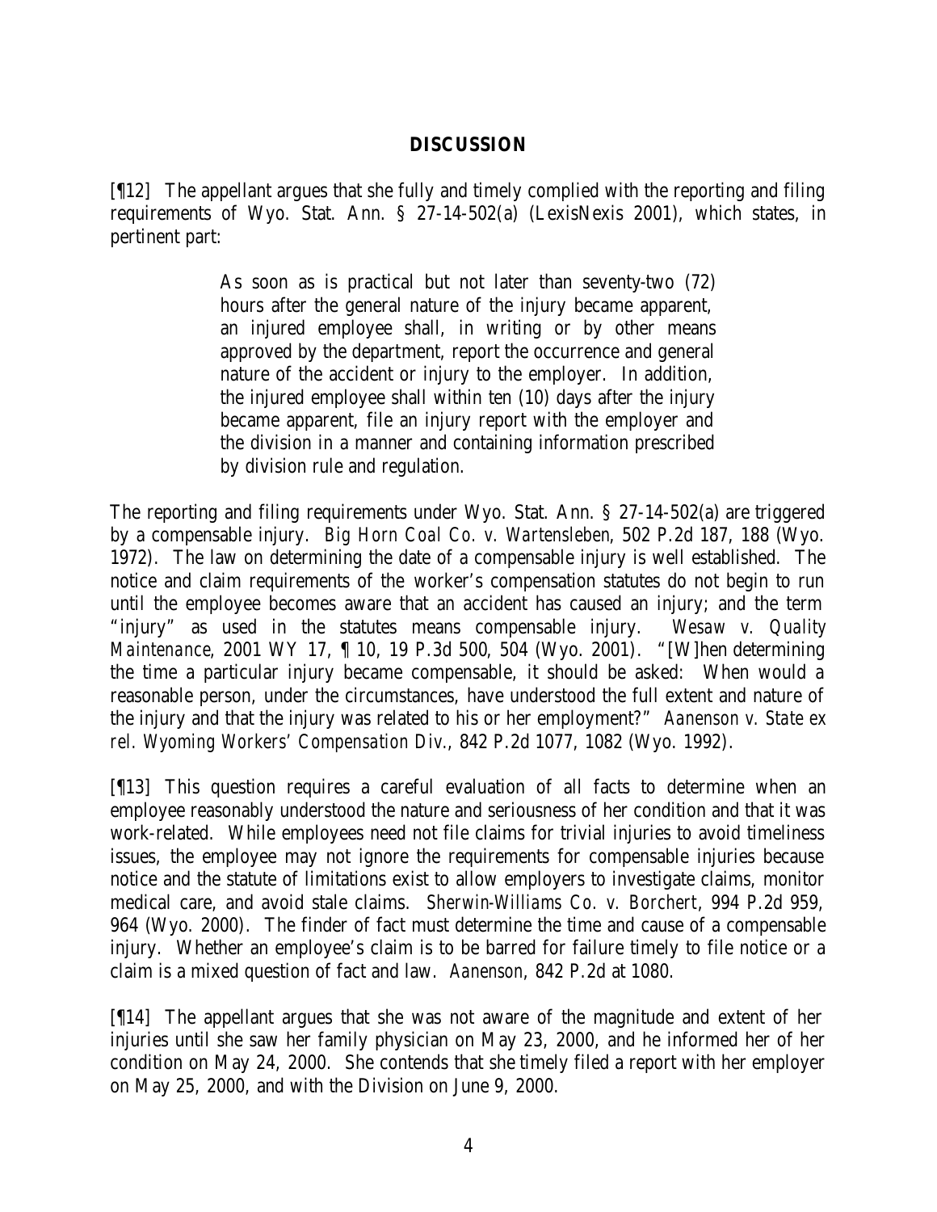## DISCUSSION

[¶12] The appellant argues that she fully and timely complied with the reporting and filing requirements of Wyo. Stat. Ann. § 27-14-502(a) (LexisNexis 2001), which states, in pertinent part:

> As soon as is practical but not later than seventy-two (72) hours after the general nature of the injury became apparent, an injured employee shall, in writing or by other means approved by the department, report the occurrence and general nature of the accident or injury to the employer. In addition, the injured employee shall within ten (10) days after the injury became apparent, file an injury report with the employer and the division in a manner and containing information prescribed by division rule and regulation.

The reporting and filing requirements under Wyo. Stat. Ann. § 27-14-502(a) are triggered by a compensable injury. *Big Horn Coal Co. v. Wartensleben*, 502 P.2d 187, 188 (Wyo. 1972). The law on determining the date of a compensable injury is well established. The notice and claim requirements of the worker's compensation statutes do not begin to run until the employee becomes aware that an accident has caused an injury; and the term "injury" as used in the statutes means compensable injury. *Wesaw v. Quality Maintenance*, 2001 WY 17, ¶ 10, 19 P.3d 500, 504 (Wyo. 2001). "[W]hen determining the time a particular injury became compensable, it should be asked: When would a reasonable person, under the circumstances, have understood the full extent and nature of the injury and that the injury was related to his or her employment?" *Aanenson v. State ex rel. Wyoming Workers' Compensation Div.*, 842 P.2d 1077, 1082 (Wyo. 1992).

[¶13] This question requires a careful evaluation of all facts to determine when an employee reasonably understood the nature and seriousness of her condition and that it was work-related. While employees need not file claims for trivial injuries to avoid timeliness issues, the employee may not ignore the requirements for compensable injuries because notice and the statute of limitations exist to allow employers to investigate claims, monitor medical care, and avoid stale claims. *Sherwin-Williams Co. v. Borchert*, 994 P.2d 959, 964 (Wyo. 2000). The finder of fact must determine the time and cause of a compensable injury. Whether an employee's claim is to be barred for failure timely to file notice or a claim is a mixed question of fact and law. *Aanenson*, 842 P.2d at 1080.

[¶14] The appellant argues that she was not aware of the magnitude and extent of her injuries until she saw her family physician on May 23, 2000, and he informed her of her condition on May 24, 2000. She contends that she timely filed a report with her employer on May 25, 2000, and with the Division on June 9, 2000.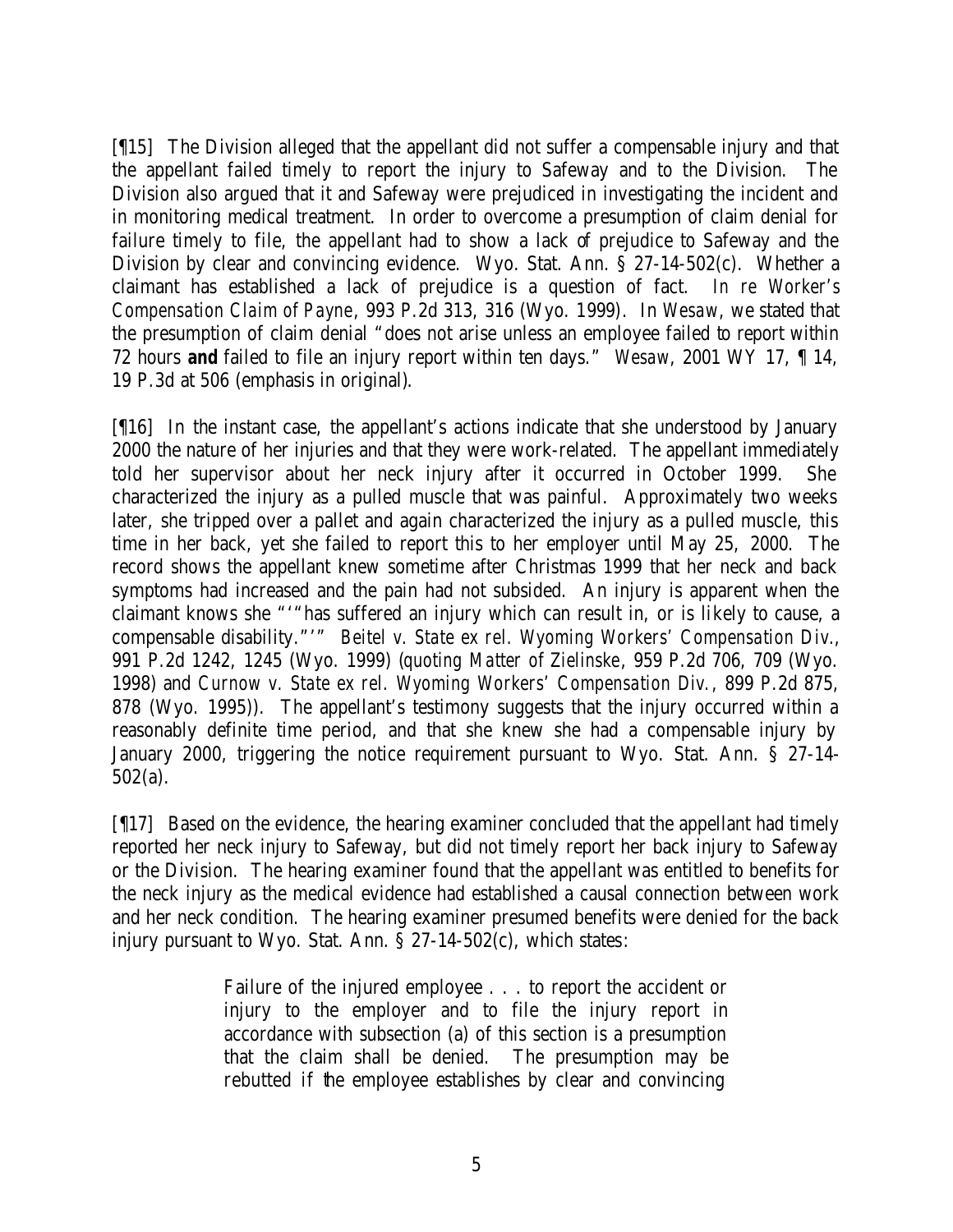[¶15] The Division alleged that the appellant did not suffer a compensable injury and that the appellant failed timely to report the injury to Safeway and to the Division. The Division also argued that it and Safeway were prejudiced in investigating the incident and in monitoring medical treatment. In order to overcome a presumption of claim denial for failure timely to file, the appellant had to show a lack of prejudice to Safeway and the Division by clear and convincing evidence. Wyo. Stat. Ann. § 27-14-502(c). Whether a claimant has established a lack of prejudice is a question of fact. *In re Worker's Compensation Claim of Payne*, 993 P.2d 313, 316 (Wyo. 1999). In *Wesaw*, we stated that the presumption of claim denial "does not arise unless an employee failed to report within 72 hours **and** failed to file an injury report within ten days." *Wesaw*, 2001 WY 17, ¶ 14, 19 P.3d at 506 (emphasis in original).

[¶16] In the instant case, the appellant's actions indicate that she understood by January 2000 the nature of her injuries and that they were work-related. The appellant immediately told her supervisor about her neck injury after it occurred in October 1999. She characterized the injury as a pulled muscle that was painful. Approximately two weeks later, she tripped over a pallet and again characterized the injury as a pulled muscle, this time in her back, yet she failed to report this to her employer until May 25, 2000. The record shows the appellant knew sometime after Christmas 1999 that her neck and back symptoms had increased and the pain had not subsided. An injury is apparent when the claimant knows she "'"has suffered an injury which can result in, or is likely to cause, a compensable disability."'" *Beitel v. State ex rel. Wyoming Workers' Compensation Div.*, 991 P.2d 1242, 1245 (Wyo. 1999) (quoting *Matter of Zielinske*, 959 P.2d 706, 709 (Wyo. 1998) and *Curnow v. State ex rel. Wyoming Workers' Compensation Div.*, 899 P.2d 875, 878 (Wyo. 1995)). The appellant's testimony suggests that the injury occurred within a reasonably definite time period, and that she knew she had a compensable injury by January 2000, triggering the notice requirement pursuant to Wyo. Stat. Ann. § 27-14-502(a).

[¶17] Based on the evidence, the hearing examiner concluded that the appellant had timely reported her neck injury to Safeway, but did not timely report her back injury to Safeway or the Division. The hearing examiner found that the appellant was entitled to benefits for the neck injury as the medical evidence had established a causal connection between work and her neck condition. The hearing examiner presumed benefits were denied for the back injury pursuant to Wyo. Stat. Ann. § 27-14-502(c), which states:

> Failure of the injured employee . . . to report the accident or injury to the employer and to file the injury report in accordance with subsection (a) of this section is a presumption that the claim shall be denied. The presumption may be rebutted if the employee establishes by clear and convincing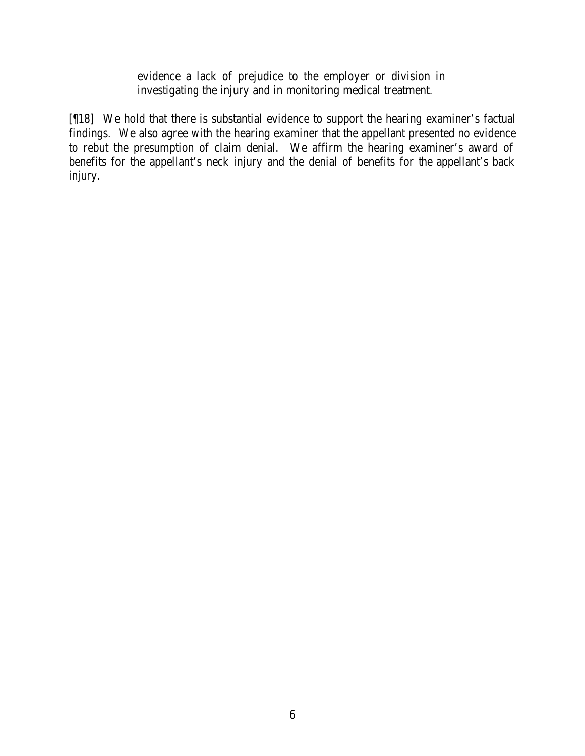> evidence a lack of prejudice to the employer or division in investigating the injury and in monitoring medical treatment.

[¶18] We hold that there is substantial evidence to support the hearing examiner's factual findings. We also agree with the hearing examiner that the appellant presented no evidence to rebut the presumption of claim denial. We affirm the hearing examiner's award of benefits for the appellant's neck injury and the denial of benefits for the appellant's back injury.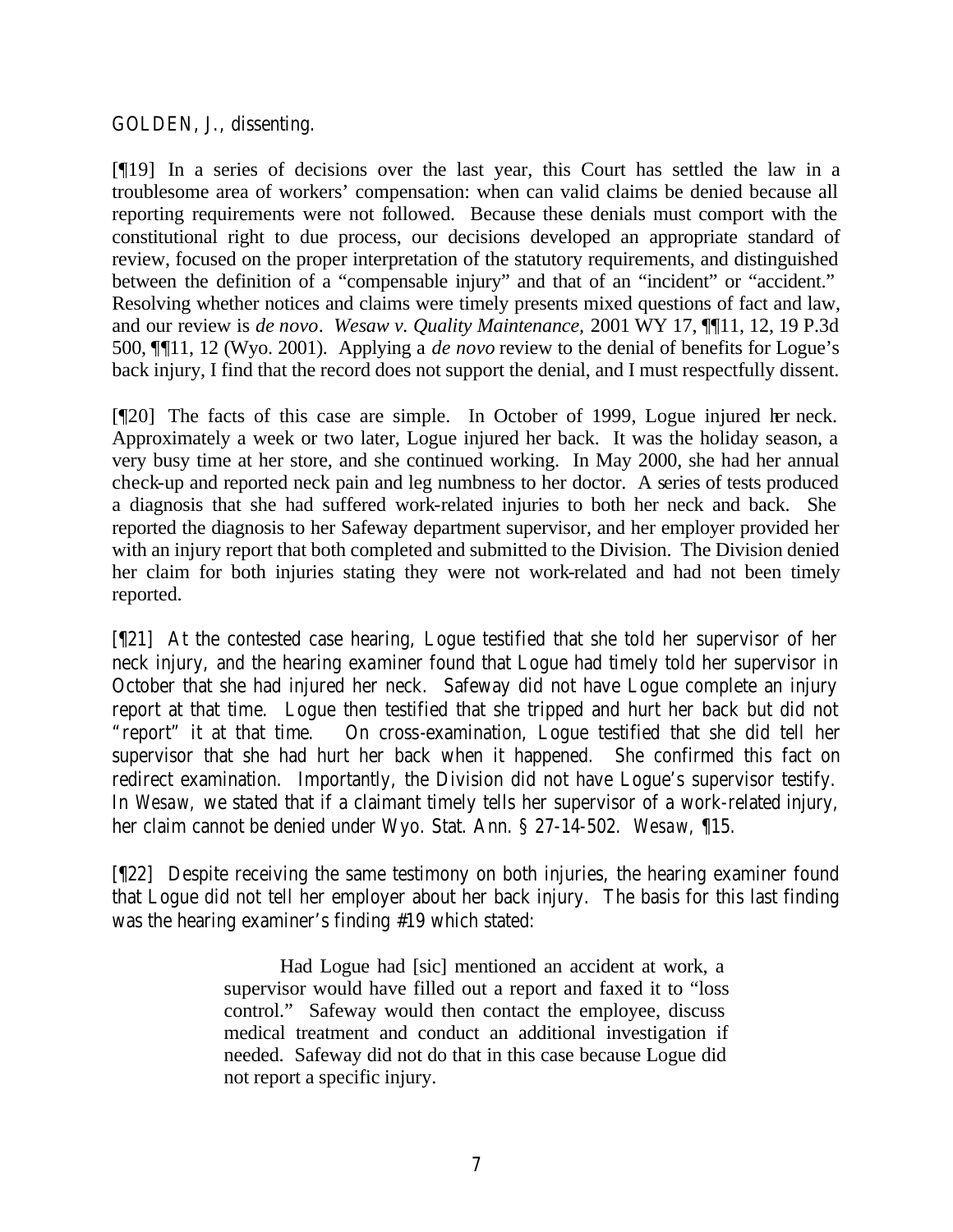GOLDEN, J., dissenting.

[¶19] In a series of decisions over the last year, this Court has settled the law in a troublesome area of workers' compensation: when can valid claims be denied because all reporting requirements were not followed. Because these denials must comport with the constitutional right to due process, our decisions developed an appropriate standard of review, focused on the proper interpretation of the statutory requirements, and distinguished between the definition of a "compensable injury" and that of an "incident" or "accident." Resolving whether notices and claims were timely presents mixed questions of fact and law, and our review is *de novo*. *Wesaw v. Quality Maintenance*, 2001 WY 17, ¶¶11, 12, 19 P.3d 500, ¶¶11, 12 (Wyo. 2001). Applying a *de novo* review to the denial of benefits for Logue's back injury, I find that the record does not support the denial, and I must respectfully dissent.

[¶20] The facts of this case are simple. In October of 1999, Logue injured her neck. Approximately a week or two later, Logue injured her back. It was the holiday season, a very busy time at her store, and she continued working. In May 2000, she had her annual check-up and reported neck pain and leg numbness to her doctor. A series of tests produced a diagnosis that she had suffered work-related injuries to both her neck and back. She reported the diagnosis to her Safeway department supervisor, and her employer provided her with an injury report that both completed and submitted to the Division. The Division denied her claim for both injuries stating they were not work-related and had not been timely reported.

[¶21] At the contested case hearing, Logue testified that she told her supervisor of her neck injury, and the hearing examiner found that Logue had timely told her supervisor in October that she had injured her neck. Safeway did not have Logue complete an injury report at that time. Logue then testified that she tripped and hurt her back but did not "report" it at that time. On cross-examination, Logue testified that she did tell her supervisor that she had hurt her back when it happened. She confirmed this fact on redirect examination. Importantly, the Division did not have Logue's supervisor testify. In *Wesaw*, we stated that if a claimant timely tells her supervisor of a work-related injury, her claim cannot be denied under Wyo. Stat. Ann. § 27-14-502. *Wesaw*, ¶15.

[¶22] Despite receiving the same testimony on both injuries, the hearing examiner found that Logue did not tell her employer about her back injury. The basis for this last finding was the hearing examiner's finding #19 which stated:

> Had Logue had [sic] mentioned an accident at work, a supervisor would have filled out a report and faxed it to "loss control." Safeway would then contact the employee, discuss medical treatment and conduct an additional investigation if needed. Safeway did not do that in this case because Logue did not report a specific injury.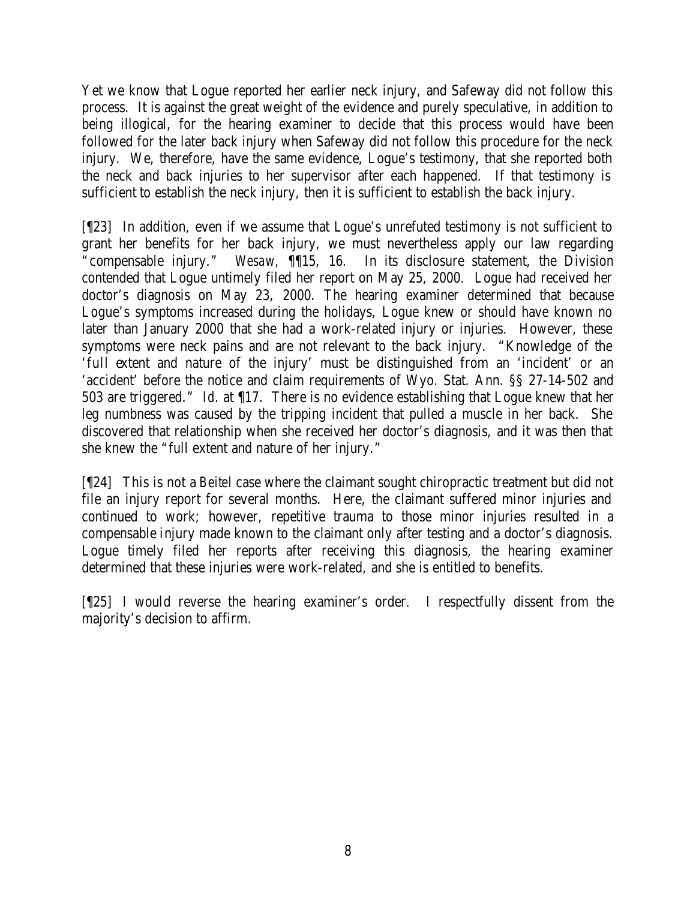Yet we know that Logue reported her earlier neck injury, and Safeway did not follow this process. It is against the great weight of the evidence and purely speculative, in addition to being illogical, for the hearing examiner to decide that this process would have been followed for the later back injury when Safeway did not follow this procedure for the neck injury. We, therefore, have the same evidence, Logue's testimony, that she reported both the neck and back injuries to her supervisor after each happened. If that testimony is sufficient to establish the neck injury, then it is sufficient to establish the back injury.

[¶23] In addition, even if we assume that Logue's unrefuted testimony is not sufficient to grant her benefits for her back injury, we must nevertheless apply our law regarding "compensable injury." *Wesaw*, ¶¶15, 16. In its disclosure statement, the Division contended that Logue untimely filed her report on May 25, 2000. Logue had received her doctor's diagnosis on May 23, 2000. The hearing examiner determined that because Logue's symptoms increased during the holidays, Logue knew or should have known no later than January 2000 that she had a work-related injury or injuries. However, these symptoms were neck pains and are not relevant to the back injury. "Knowledge of the 'full extent and nature of the injury' must be distinguished from an 'incident' or an 'accident' before the notice and claim requirements of Wyo. Stat. Ann. §§ 27-14-502 and 503 are triggered." *Id.* at ¶17. There is no evidence establishing that Logue knew that her leg numbness was caused by the tripping incident that pulled a muscle in her back. She discovered that relationship when she received her doctor's diagnosis, and it was then that she knew the "full extent and nature of her injury."

[¶24] This is not a *Beitel* case where the claimant sought chiropractic treatment but did not file an injury report for several months. Here, the claimant suffered minor injuries and continued to work; however, repetitive trauma to those minor injuries resulted in a compensable injury made known to the claimant only after testing and a doctor's diagnosis. Logue timely filed her reports after receiving this diagnosis, the hearing examiner determined that these injuries were work-related, and she is entitled to benefits.

[¶25] I would reverse the hearing examiner's order. I respectfully dissent from the majority's decision to affirm.